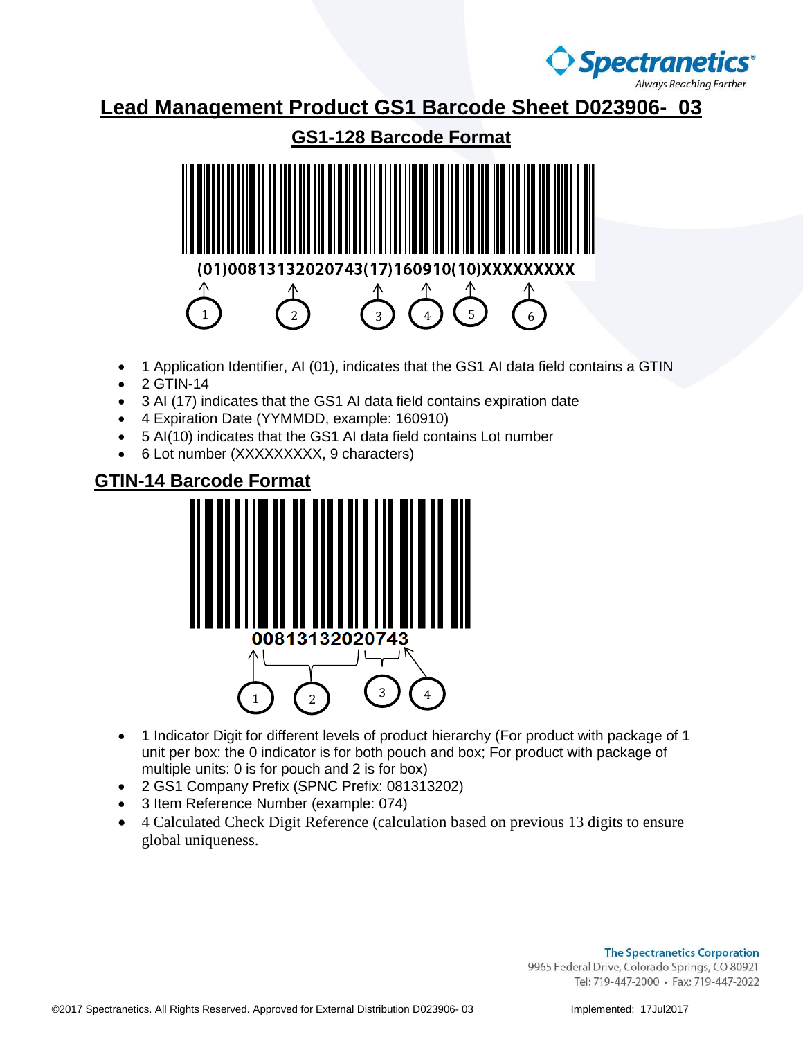# Lead Management Product GS1 Barcode Sheet D023906- 03

## GS1-128 Barcode Format

(01)00813132020743(17)160910(10)XXXXXXXXX

1 2 3 4 5 6

- 1 Application Identifier, AI (01), indicates that the GS1 AI data field contains a GTIN
- 2 GTIN-14
- 3 AI (17) indicates that the GS1 AI data field contains expiration date
- 4 Expiration Date (YYMMDD, example: 160910)
- 5 AI(10) indicates that the GS1 AI data field contains Lot number
- 6 Lot number (XXXXXXXXX, 9 characters)

## GTIN-14 Barcode Format

00813132020743

1 2 3 4

- 1 Indicator Digit for different levels of product hierarchy (For product with package of 1 unit per box: the 0 indicator is for both pouch and box; For product with package of multiple units: 0 is for pouch and 2 is for box)
- 2 GS1 Company Prefix (SPNC Prefix: 081313202)
- 3 Item Reference Number (example: 074)
- 4 Calculated Check Digit Reference (calculation based on previous 13 digits to ensure global uniqueness.

The Spectranetics Corporation
9965 Federal Drive, Colorado Springs, CO 80921
Tel: 719-447-2000 • Fax: 719-447-2022

©2017 Spectranetics. All Rights Reserved. Approved for External Distribution D023906- 03

Implemented: 17Jul2017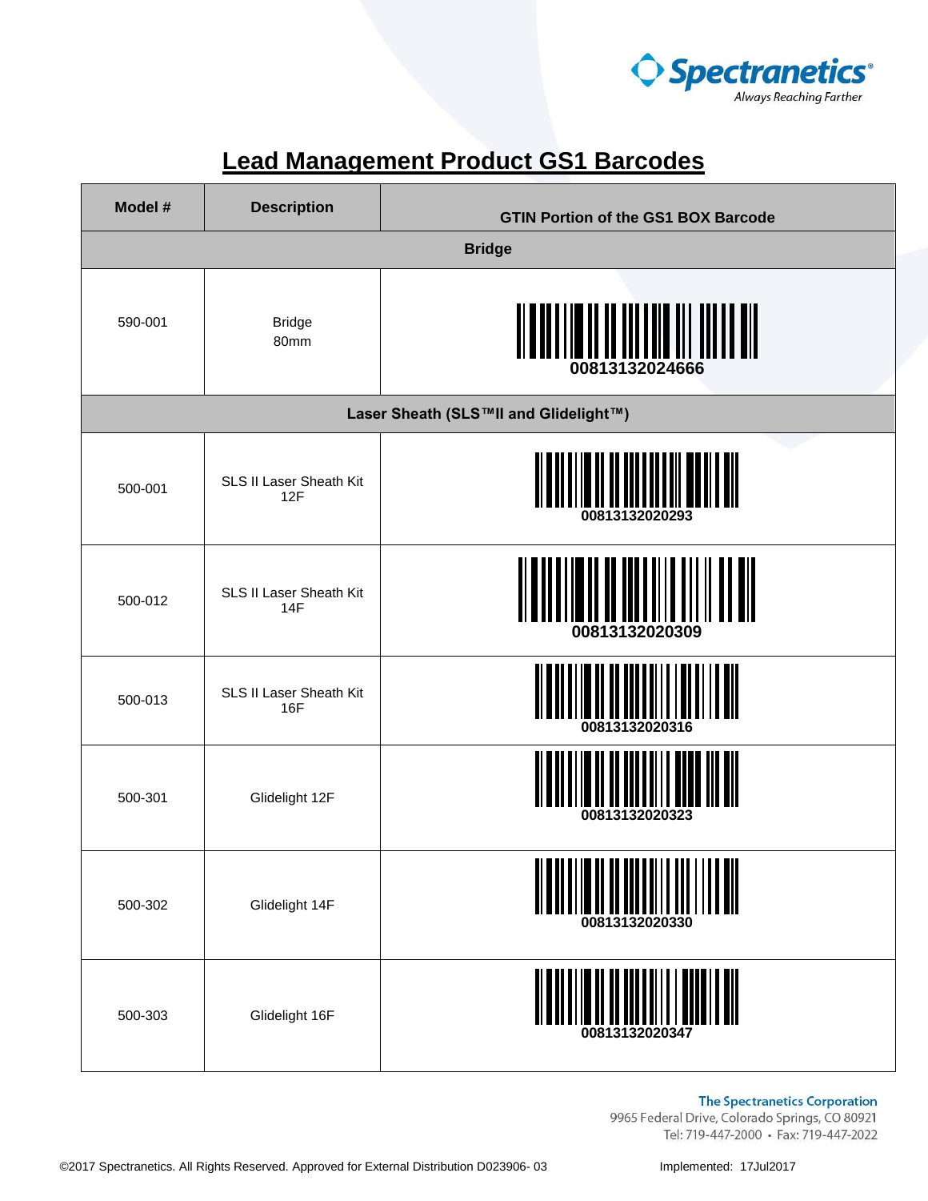# Lead Management Product GS1 Barcodes

| Model # | Description | GTIN Portion of the GS1 BOX Barcode |
|---|---|---|
| **Bridge** | | |
| 590-001 | Bridge 80mm | 00813132024666 |
| **Laser Sheath (SLS™II and Glidelight™)** | | |
| 500-001 | SLS II Laser Sheath Kit 12F | 00813132020293 |
| 500-012 | SLS II Laser Sheath Kit 14F | 00813132020309 |
| 500-013 | SLS II Laser Sheath Kit 16F | 00813132020316 |
| 500-301 | Glidelight 12F | 00813132020323 |
| 500-302 | Glidelight 14F | 00813132020330 |
| 500-303 | Glidelight 16F | 00813132020347 |

The Spectranetics Corporation
9965 Federal Drive, Colorado Springs, CO 80921
Tel: 719-447-2000 • Fax: 719-447-2022

©2017 Spectranetics. All Rights Reserved. Approved for External Distribution D023906- 03

Implemented: 17Jul2017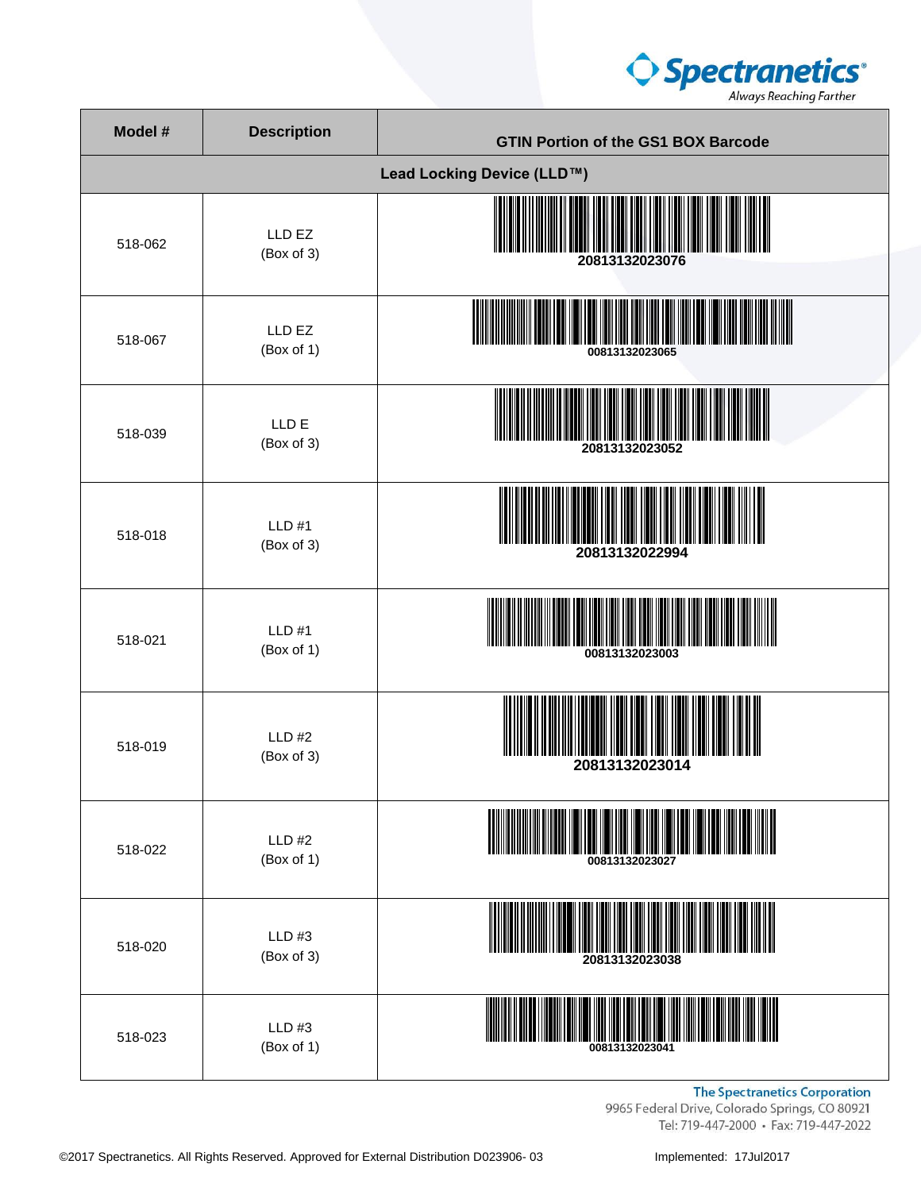| Model # | Description | GTIN Portion of the GS1 BOX Barcode |
|---|---|---|
| **Lead Locking Device (LLD™)** | | |
| 518-062 | LLD EZ (Box of 3) | 20813132023076 |
| 518-067 | LLD EZ (Box of 1) | 00813132023065 |
| 518-039 | LLD E (Box of 3) | 20813132023052 |
| 518-018 | LLD #1 (Box of 3) | 20813132022994 |
| 518-021 | LLD #1 (Box of 1) | 00813132023003 |
| 518-019 | LLD #2 (Box of 3) | 20813132023014 |
| 518-022 | LLD #2 (Box of 1) | 00813132023027 |
| 518-020 | LLD #3 (Box of 3) | 20813132023038 |
| 518-023 | LLD #3 (Box of 1) | 00813132023041 |

**The Spectranetics Corporation**
9965 Federal Drive, Colorado Springs, CO 80921
Tel: 719-447-2000 • Fax: 719-447-2022

©2017 Spectranetics. All Rights Reserved. Approved for External Distribution D023906- 03

Implemented: 17Jul2017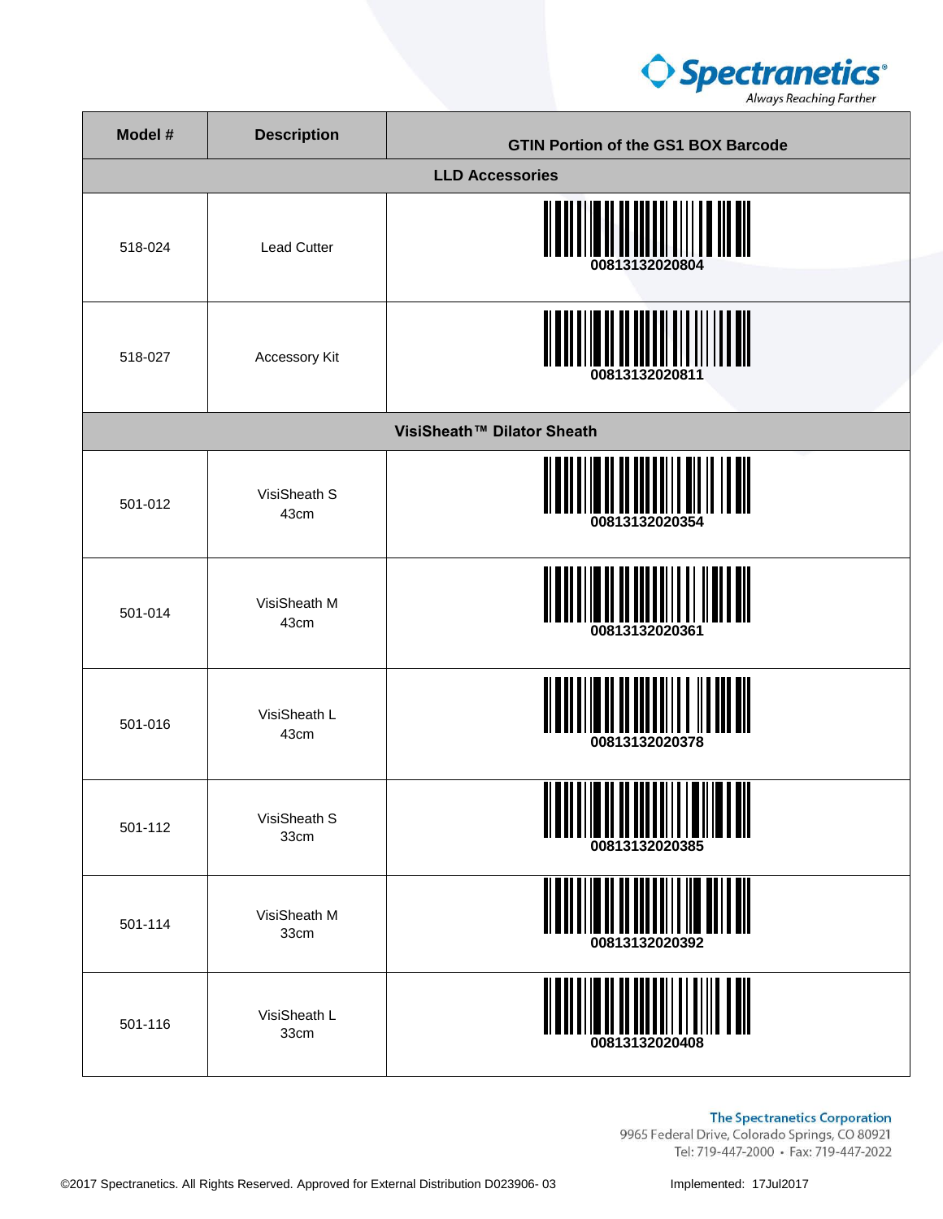| Model # | Description | GTIN Portion of the GS1 BOX Barcode |
|---|---|---|
| **LLD Accessories** | | |
| 518-024 | Lead Cutter | 00813132020804 |
| 518-027 | Accessory Kit | 00813132020811 |
| **VisiSheath™ Dilator Sheath** | | |
| 501-012 | VisiSheath S 43cm | 00813132020354 |
| 501-014 | VisiSheath M 43cm | 00813132020361 |
| 501-016 | VisiSheath L 43cm | 00813132020378 |
| 501-112 | VisiSheath S 33cm | 00813132020385 |
| 501-114 | VisiSheath M 33cm | 00813132020392 |
| 501-116 | VisiSheath L 33cm | 00813132020408 |

**The Spectranetics Corporation**
9965 Federal Drive, Colorado Springs, CO 80921
Tel: 719-447-2000 • Fax: 719-447-2022

©2017 Spectranetics. All Rights Reserved. Approved for External Distribution D023906- 03

Implemented: 17Jul2017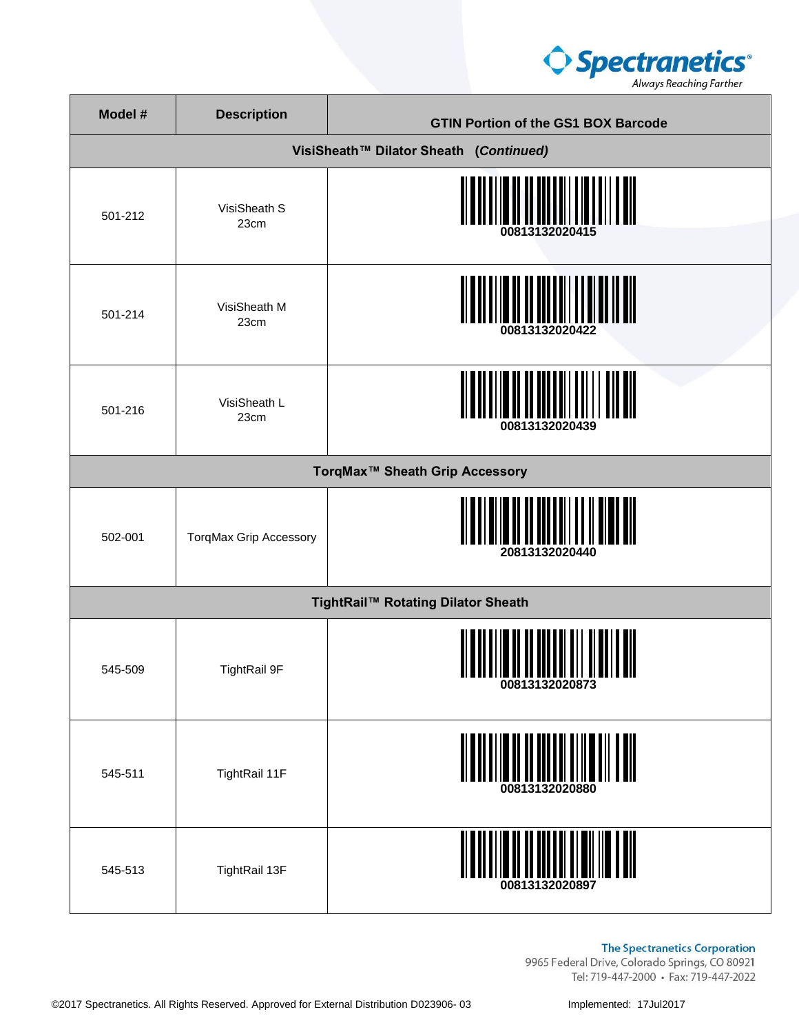| Model # | Description | GTIN Portion of the GS1 BOX Barcode |
|---|---|---|
| **VisiSheath™ Dilator Sheath (*Continued*)** | | |
| 501-212 | VisiSheath S 23cm | 00813132020415 |
| 501-214 | VisiSheath M 23cm | 00813132020422 |
| 501-216 | VisiSheath L 23cm | 00813132020439 |
| **TorqMax™ Sheath Grip Accessory** | | |
| 502-001 | TorqMax Grip Accessory | 20813132020440 |
| **TightRail™ Rotating Dilator Sheath** | | |
| 545-509 | TightRail 9F | 00813132020873 |
| 545-511 | TightRail 11F | 00813132020880 |
| 545-513 | TightRail 13F | 00813132020897 |

**The Spectranetics Corporation**
9965 Federal Drive, Colorado Springs, CO 80921
Tel: 719-447-2000 • Fax: 719-447-2022

©2017 Spectranetics. All Rights Reserved. Approved for External Distribution D023906- 03

Implemented: 17Jul2017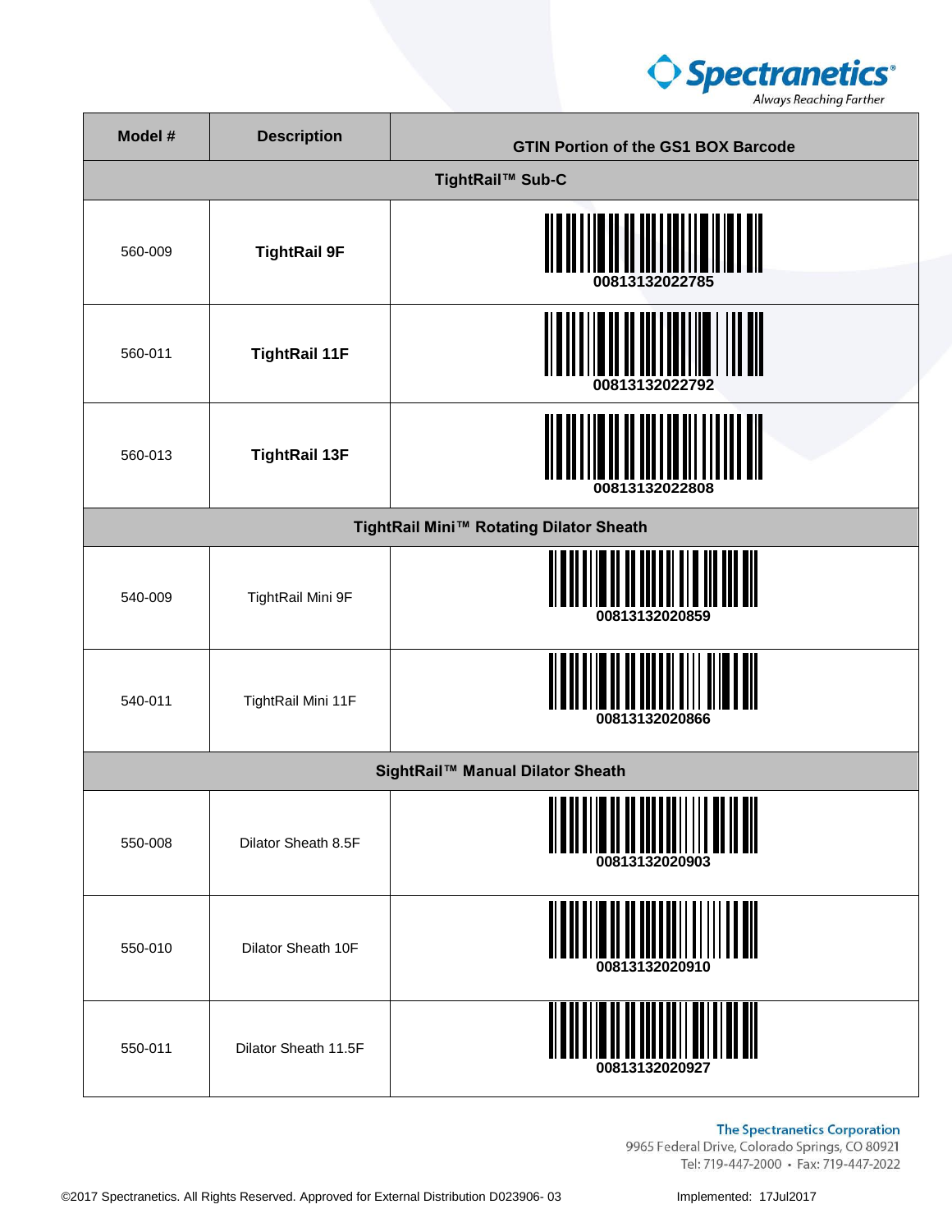| Model # | Description | GTIN Portion of the GS1 BOX Barcode |
|---|---|---|
| **TightRail™ Sub-C** | | |
| 560-009 | **TightRail 9F** | 00813132022785 |
| 560-011 | **TightRail 11F** | 00813132022792 |
| 560-013 | **TightRail 13F** | 00813132022808 |
| **TightRail Mini™ Rotating Dilator Sheath** | | |
| 540-009 | TightRail Mini 9F | 00813132020859 |
| 540-011 | TightRail Mini 11F | 00813132020866 |
| **SightRail™ Manual Dilator Sheath** | | |
| 550-008 | Dilator Sheath 8.5F | 00813132020903 |
| 550-010 | Dilator Sheath 10F | 00813132020910 |
| 550-011 | Dilator Sheath 11.5F | 00813132020927 |

The Spectranetics Corporation
9965 Federal Drive, Colorado Springs, CO 80921
Tel: 719-447-2000 • Fax: 719-447-2022

©2017 Spectranetics. All Rights Reserved. Approved for External Distribution D023906- 03

Implemented: 17Jul2017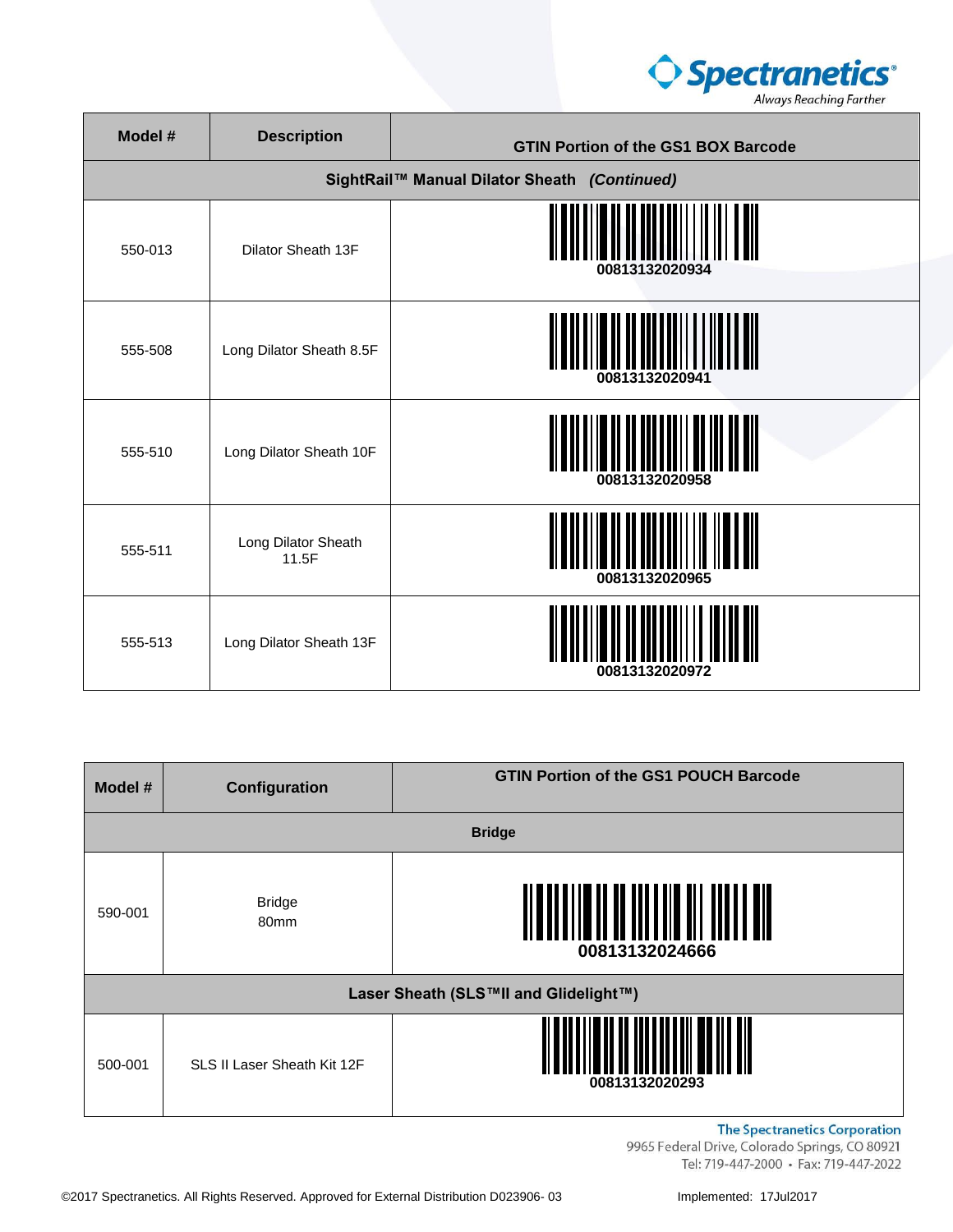| Model # | Description | GTIN Portion of the GS1 BOX Barcode |
| --- | --- | --- |
| **SightRail™ Manual Dilator Sheath *(Continued)*** | | |
| 550-013 | Dilator Sheath 13F | 00813132020934 |
| 555-508 | Long Dilator Sheath 8.5F | 00813132020941 |
| 555-510 | Long Dilator Sheath 10F | 00813132020958 |
| 555-511 | Long Dilator Sheath 11.5F | 00813132020965 |
| 555-513 | Long Dilator Sheath 13F | 00813132020972 |

| Model # | Configuration | GTIN Portion of the GS1 POUCH Barcode |
| --- | --- | --- |
| **Bridge** | | |
| 590-001 | Bridge 80mm | 00813132024666 |
| **Laser Sheath (SLS™II and Glidelight™)** | | |
| 500-001 | SLS II Laser Sheath Kit 12F | 00813132020293 |

**The Spectranetics Corporation**
9965 Federal Drive, Colorado Springs, CO 80921
Tel: 719-447-2000 • Fax: 719-447-2022

©2017 Spectranetics. All Rights Reserved. Approved for External Distribution D023906- 03

Implemented: 17Jul2017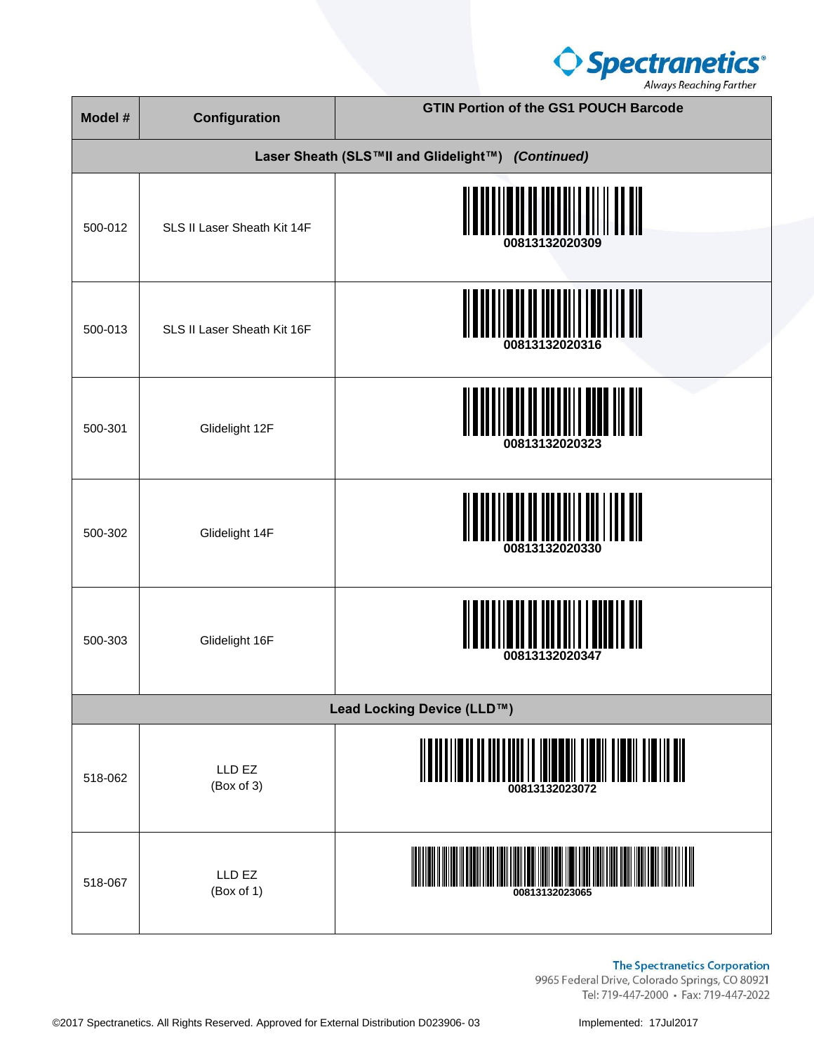| Model # | Configuration | GTIN Portion of the GS1 POUCH Barcode |
|---|---|---|
| **Laser Sheath (SLS™II and Glidelight™)** ***(Continued)*** | | |
| 500-012 | SLS II Laser Sheath Kit 14F | 00813132020309 |
| 500-013 | SLS II Laser Sheath Kit 16F | 00813132020316 |
| 500-301 | Glidelight 12F | 00813132020323 |
| 500-302 | Glidelight 14F | 00813132020330 |
| 500-303 | Glidelight 16F | 00813132020347 |
| **Lead Locking Device (LLD™)** | | |
| 518-062 | LLD EZ (Box of 3) | 00813132023072 |
| 518-067 | LLD EZ (Box of 1) | 00813132023065 |

The Spectranetics Corporation
9965 Federal Drive, Colorado Springs, CO 80921
Tel: 719-447-2000 • Fax: 719-447-2022

©2017 Spectranetics. All Rights Reserved. Approved for External Distribution D023906- 03

Implemented: 17Jul2017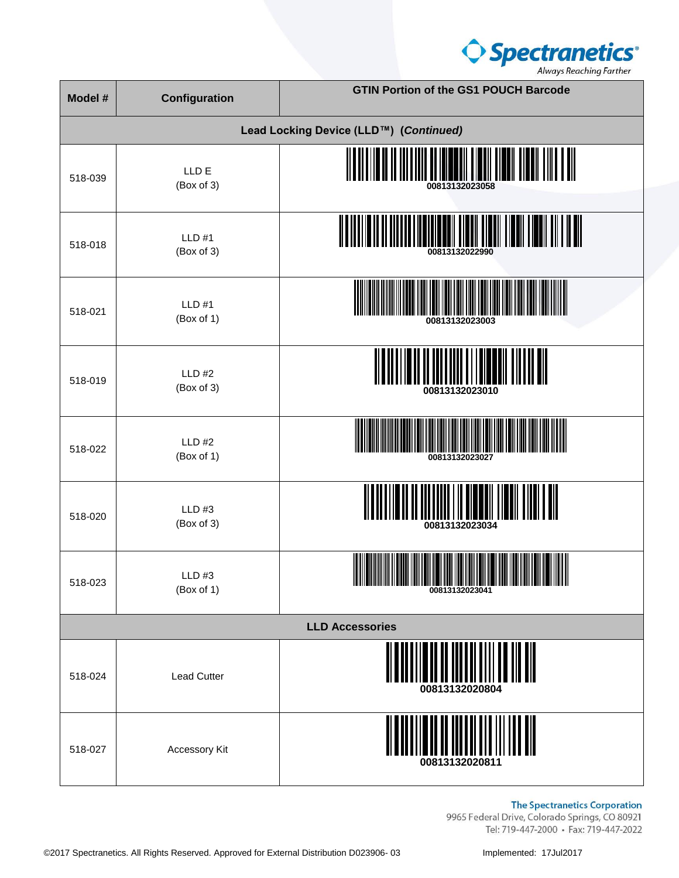| Model # | Configuration | GTIN Portion of the GS1 POUCH Barcode |
|---|---|---|
| **Lead Locking Device (LLD™) (*Continued*)** | | |
| 518-039 | LLD E (Box of 3) | 00813132023058 |
| 518-018 | LLD #1 (Box of 3) | 00813132022990 |
| 518-021 | LLD #1 (Box of 1) | 00813132023003 |
| 518-019 | LLD #2 (Box of 3) | 00813132023010 |
| 518-022 | LLD #2 (Box of 1) | 00813132023027 |
| 518-020 | LLD #3 (Box of 3) | 00813132023034 |
| 518-023 | LLD #3 (Box of 1) | 00813132023041 |
| **LLD Accessories** | | |
| 518-024 | Lead Cutter | 00813132020804 |
| 518-027 | Accessory Kit | 00813132020811 |

The Spectranetics Corporation
9965 Federal Drive, Colorado Springs, CO 80921
Tel: 719-447-2000 • Fax: 719-447-2022

©2017 Spectranetics. All Rights Reserved. Approved for External Distribution D023906- 03

Implemented: 17Jul2017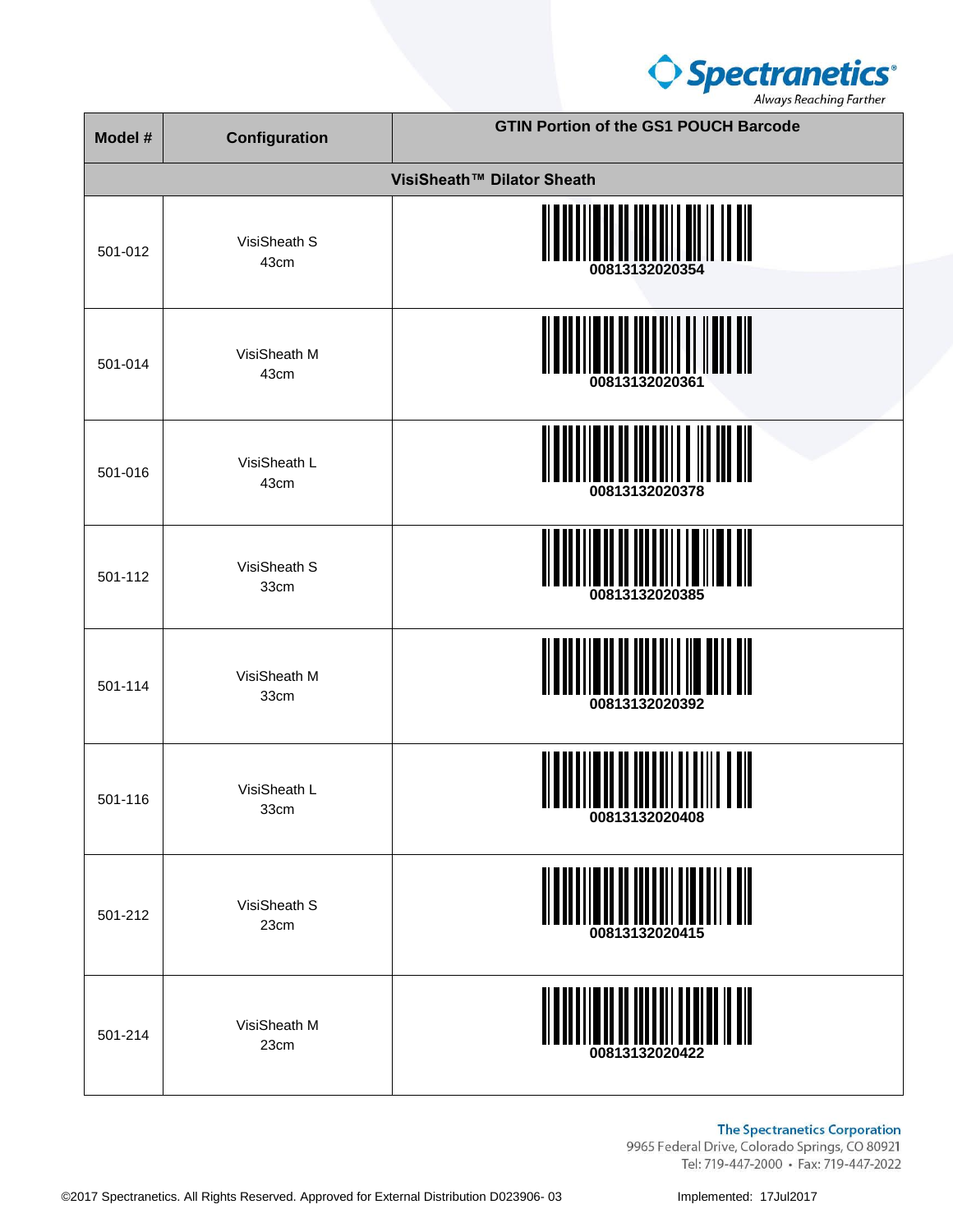| Model # | Configuration | GTIN Portion of the GS1 POUCH Barcode |
|---|---|---|
| **VisiSheath™ Dilator Sheath** | | |
| 501-012 | VisiSheath S 43cm | 00813132020354 |
| 501-014 | VisiSheath M 43cm | 00813132020361 |
| 501-016 | VisiSheath L 43cm | 00813132020378 |
| 501-112 | VisiSheath S 33cm | 00813132020385 |
| 501-114 | VisiSheath M 33cm | 00813132020392 |
| 501-116 | VisiSheath L 33cm | 00813132020408 |
| 501-212 | VisiSheath S 23cm | 00813132020415 |
| 501-214 | VisiSheath M 23cm | 00813132020422 |

**The Spectranetics Corporation**
9965 Federal Drive, Colorado Springs, CO 80921
Tel: 719-447-2000 • Fax: 719-447-2022

©2017 Spectranetics. All Rights Reserved. Approved for External Distribution D023906- 03

Implemented: 17Jul2017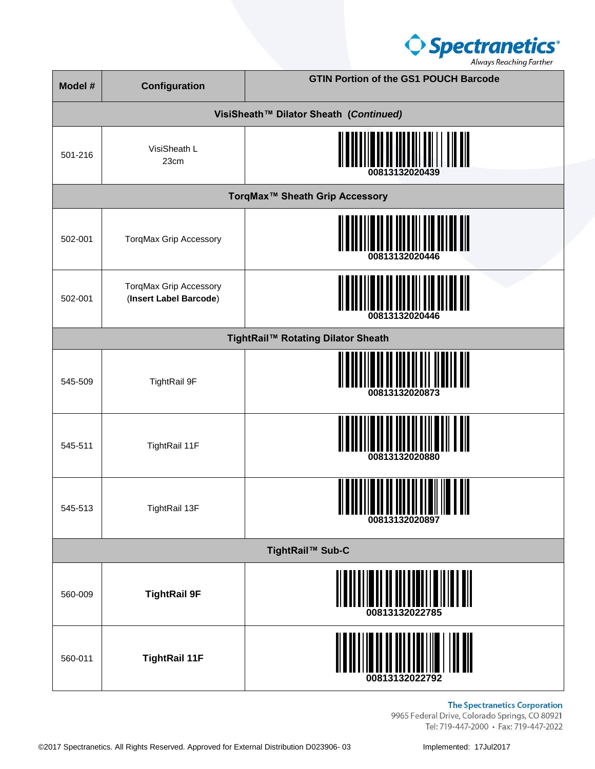| Model # | Configuration | GTIN Portion of the GS1 POUCH Barcode |
|---|---|---|
| **VisiSheath™ Dilator Sheath (*Continued*)** | | |
| 501-216 | VisiSheath L 23cm | 00813132020439 |
| **TorqMax™ Sheath Grip Accessory** | | |
| 502-001 | TorqMax Grip Accessory | 00813132020446 |
| 502-001 | TorqMax Grip Accessory (**Insert Label Barcode**) | 00813132020446 |
| **TightRail™ Rotating Dilator Sheath** | | |
| 545-509 | TightRail 9F | 00813132020873 |
| 545-511 | TightRail 11F | 00813132020880 |
| 545-513 | TightRail 13F | 00813132020897 |
| **TightRail™ Sub-C** | | |
| 560-009 | **TightRail 9F** | 00813132022785 |
| 560-011 | **TightRail 11F** | 00813132022792 |

**The Spectranetics Corporation**
9965 Federal Drive, Colorado Springs, CO 80921
Tel: 719-447-2000 • Fax: 719-447-2022

©2017 Spectranetics. All Rights Reserved. Approved for External Distribution D023906- 03

Implemented: 17Jul2017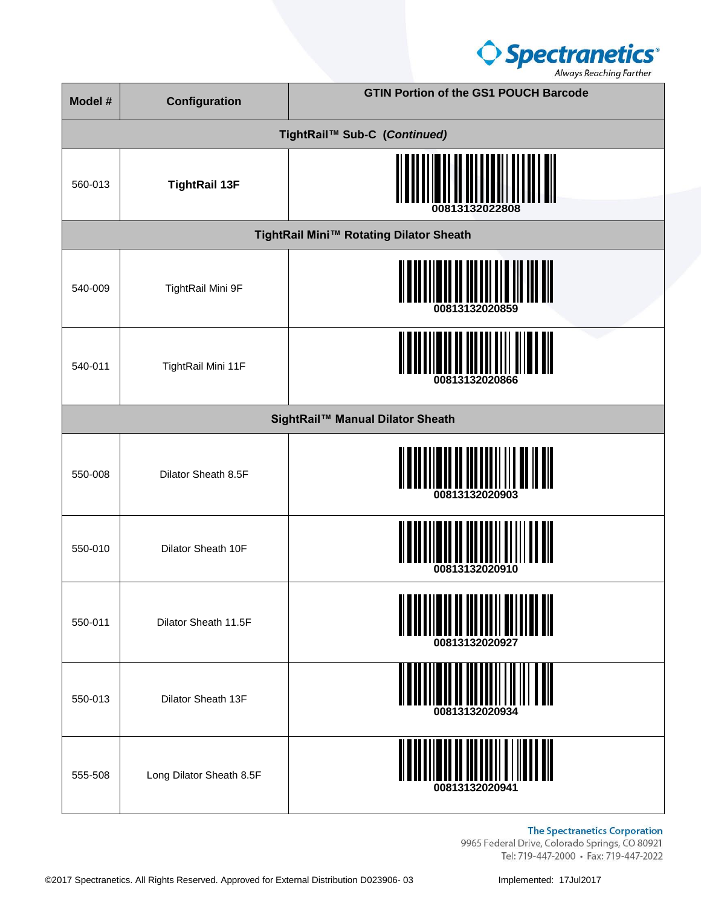| Model # | Configuration | GTIN Portion of the GS1 POUCH Barcode |
|---|---|---|
| **TightRail™ Sub-C (*Continued*)** | | |
| 560-013 | **TightRail 13F** | 00813132022808 |
| **TightRail Mini™ Rotating Dilator Sheath** | | |
| 540-009 | TightRail Mini 9F | 00813132020859 |
| 540-011 | TightRail Mini 11F | 00813132020866 |
| **SightRail™ Manual Dilator Sheath** | | |
| 550-008 | Dilator Sheath 8.5F | 00813132020903 |
| 550-010 | Dilator Sheath 10F | 00813132020910 |
| 550-011 | Dilator Sheath 11.5F | 00813132020927 |
| 550-013 | Dilator Sheath 13F | 00813132020934 |
| 555-508 | Long Dilator Sheath 8.5F | 00813132020941 |

The Spectranetics Corporation
9965 Federal Drive, Colorado Springs, CO 80921
Tel: 719-447-2000 • Fax: 719-447-2022

©2017 Spectranetics. All Rights Reserved. Approved for External Distribution D023906- 03 Implemented: 17Jul2017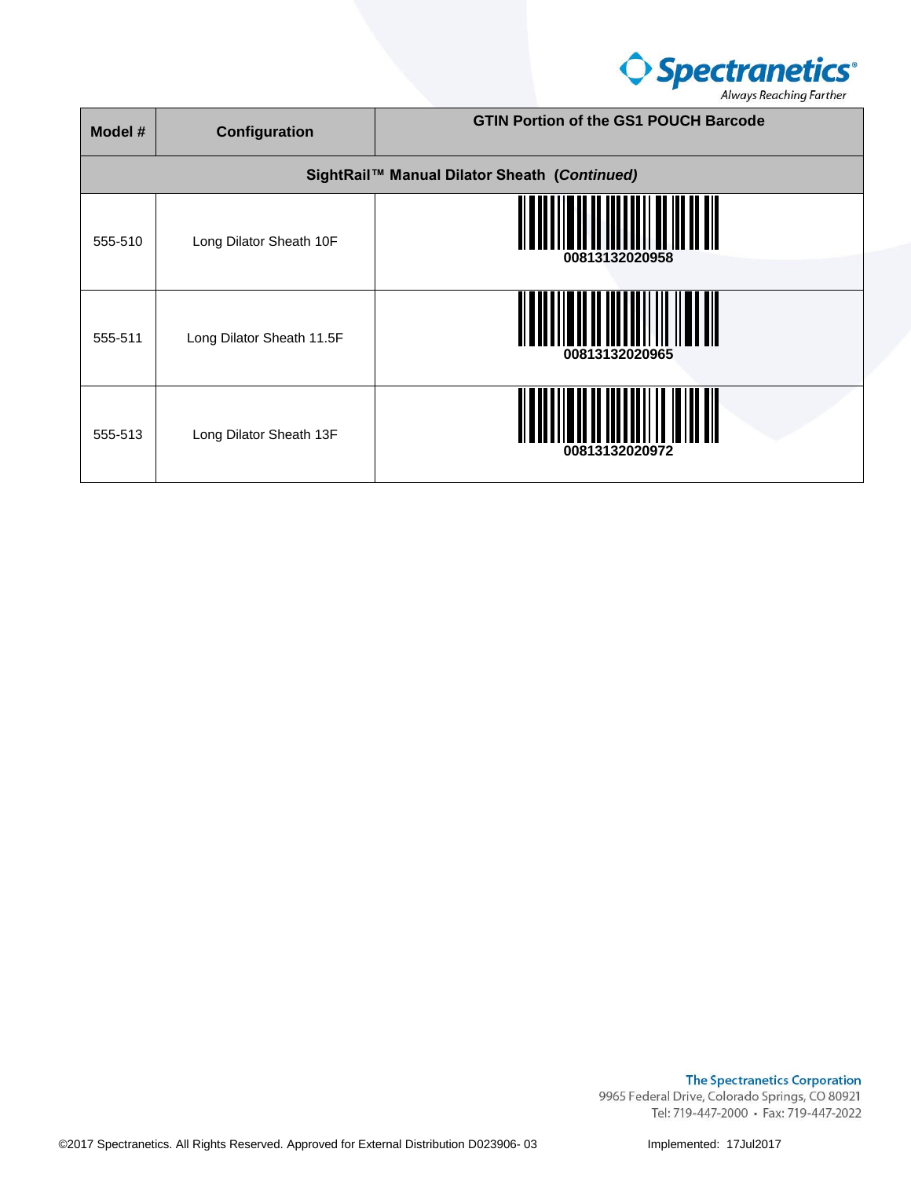| Model # | Configuration | GTIN Portion of the GS1 POUCH Barcode |
| --- | --- | --- |
| **SightRail™ Manual Dilator Sheath (*Continued)*** | | |
| 555-510 | Long Dilator Sheath 10F | 00813132020958 |
| 555-511 | Long Dilator Sheath 11.5F | 00813132020965 |
| 555-513 | Long Dilator Sheath 13F | 00813132020972 |

The Spectranetics Corporation
9965 Federal Drive, Colorado Springs, CO 80921
Tel: 719-447-2000 • Fax: 719-447-2022

©2017 Spectranetics. All Rights Reserved. Approved for External Distribution D023906- 03

Implemented: 17Jul2017